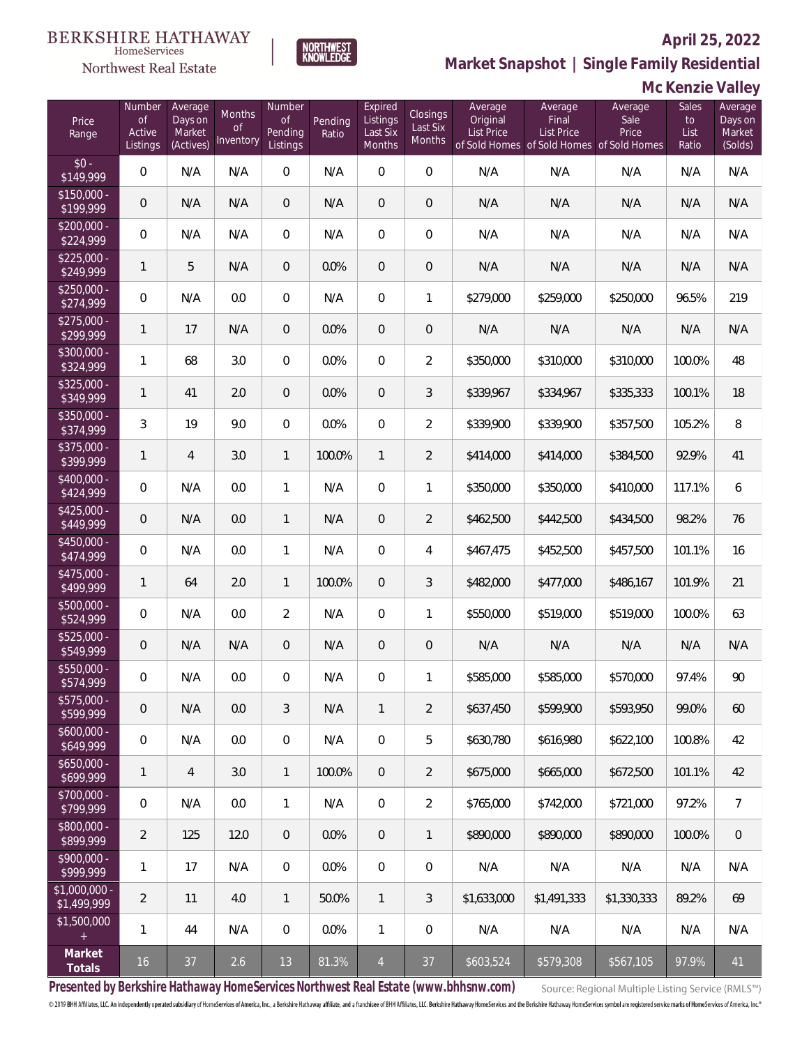BERKSHIRE HATHAWAY HomeServices Northwest Real Estate

NORTHWEST KNOWLEDGE

## April 25, 2022

## Market Snapshot | Single Family Residential

## Mc Kenzie Valley

| Price Range | Number of Active Listings | Average Days on Market (Actives) | Months of Inventory | Number of Pending Listings | Pending Ratio | Expired Listings Last Six Months | Closings Last Six Months | Average Original List Price of Sold Homes | Average Final List Price of Sold Homes | Average Sale Price of Sold Homes | Sales to List Ratio | Average Days on Market (Solds) |
|---|---|---|---|---|---|---|---|---|---|---|---|---|
| $0 - $149,999 | 0 | N/A | N/A | 0 | N/A | 0 | 0 | N/A | N/A | N/A | N/A | N/A |
| $150,000 - $199,999 | 0 | N/A | N/A | 0 | N/A | 0 | 0 | N/A | N/A | N/A | N/A | N/A |
| $200,000 - $224,999 | 0 | N/A | N/A | 0 | N/A | 0 | 0 | N/A | N/A | N/A | N/A | N/A |
| $225,000 - $249,999 | 1 | 5 | N/A | 0 | 0.0% | 0 | 0 | N/A | N/A | N/A | N/A | N/A |
| $250,000 - $274,999 | 0 | N/A | 0.0 | 0 | N/A | 0 | 1 | $279,000 | $259,000 | $250,000 | 96.5% | 219 |
| $275,000 - $299,999 | 1 | 17 | N/A | 0 | 0.0% | 0 | 0 | N/A | N/A | N/A | N/A | N/A |
| $300,000 - $324,999 | 1 | 68 | 3.0 | 0 | 0.0% | 0 | 2 | $350,000 | $310,000 | $310,000 | 100.0% | 48 |
| $325,000 - $349,999 | 1 | 41 | 2.0 | 0 | 0.0% | 0 | 3 | $339,967 | $334,967 | $335,333 | 100.1% | 18 |
| $350,000 - $374,999 | 3 | 19 | 9.0 | 0 | 0.0% | 0 | 2 | $339,900 | $339,900 | $357,500 | 105.2% | 8 |
| $375,000 - $399,999 | 1 | 4 | 3.0 | 1 | 100.0% | 1 | 2 | $414,000 | $414,000 | $384,500 | 92.9% | 41 |
| $400,000 - $424,999 | 0 | N/A | 0.0 | 1 | N/A | 0 | 1 | $350,000 | $350,000 | $410,000 | 117.1% | 6 |
| $425,000 - $449,999 | 0 | N/A | 0.0 | 1 | N/A | 0 | 2 | $462,500 | $442,500 | $434,500 | 98.2% | 76 |
| $450,000 - $474,999 | 0 | N/A | 0.0 | 1 | N/A | 0 | 4 | $467,475 | $452,500 | $457,500 | 101.1% | 16 |
| $475,000 - $499,999 | 1 | 64 | 2.0 | 1 | 100.0% | 0 | 3 | $482,000 | $477,000 | $486,167 | 101.9% | 21 |
| $500,000 - $524,999 | 0 | N/A | 0.0 | 2 | N/A | 0 | 1 | $550,000 | $519,000 | $519,000 | 100.0% | 63 |
| $525,000 - $549,999 | 0 | N/A | N/A | 0 | N/A | 0 | 0 | N/A | N/A | N/A | N/A | N/A |
| $550,000 - $574,999 | 0 | N/A | 0.0 | 0 | N/A | 0 | 1 | $585,000 | $585,000 | $570,000 | 97.4% | 90 |
| $575,000 - $599,999 | 0 | N/A | 0.0 | 3 | N/A | 1 | 2 | $637,450 | $599,900 | $593,950 | 99.0% | 60 |
| $600,000 - $649,999 | 0 | N/A | 0.0 | 0 | N/A | 0 | 5 | $630,780 | $616,980 | $622,100 | 100.8% | 42 |
| $650,000 - $699,999 | 1 | 4 | 3.0 | 1 | 100.0% | 0 | 2 | $675,000 | $665,000 | $672,500 | 101.1% | 42 |
| $700,000 - $799,999 | 0 | N/A | 0.0 | 1 | N/A | 0 | 2 | $765,000 | $742,000 | $721,000 | 97.2% | 7 |
| $800,000 - $899,999 | 2 | 125 | 12.0 | 0 | 0.0% | 0 | 1 | $890,000 | $890,000 | $890,000 | 100.0% | 0 |
| $900,000 - $999,999 | 1 | 17 | N/A | 0 | 0.0% | 0 | 0 | N/A | N/A | N/A | N/A | N/A |
| $1,000,000 - $1,499,999 | 2 | 11 | 4.0 | 1 | 50.0% | 1 | 3 | $1,633,000 | $1,491,333 | $1,330,333 | 89.2% | 69 |
| $1,500,000 + | 1 | 44 | N/A | 0 | 0.0% | 1 | 0 | N/A | N/A | N/A | N/A | N/A |
| **Market Totals** | 16 | 37 | 2.6 | 13 | 81.3% | 4 | 37 | $603,524 | $579,308 | $567,105 | 97.9% | 41 |

**Presented by Berkshire Hathaway HomeServices Northwest Real Estate (www.bhhsnw.com)**

Source: Regional Multiple Listing Service (RMLS™)

© 2019 BHH Affiliates, LLC. An independently operated subsidiary of HomeServices of America, Inc., a Berkshire Hathaway affiliate, and a franchisee of BHH Affiliates, LLC. Berkshire Hathaway HomeServices and the Berkshire Hathaway HomeServices symbol are registered service marks of HomeServices of America, Inc.®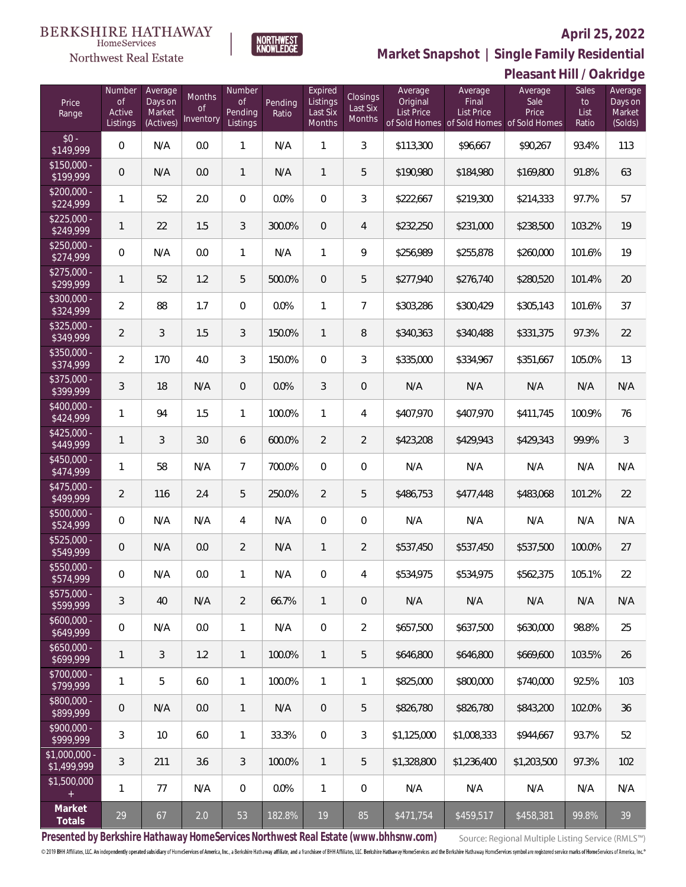BERKSHIRE HATHAWAY HomeServices Northwest Real Estate | NORTHWEST KNOWLEDGE

## April 25, 2022

## Market Snapshot | Single Family Residential

## Pleasant Hill / Oakridge

| Price Range | Number of Active Listings | Average Days on Market (Actives) | Months of Inventory | Number of Pending Listings | Pending Ratio | Expired Listings Last Six Months | Closings Last Six Months | Average Original List Price of Sold Homes | Average Final List Price of Sold Homes | Average Sale Price of Sold Homes | Sales to List Ratio | Average Days on Market (Solds) |
|---|---|---|---|---|---|---|---|---|---|---|---|---|
| $0 - $149,999 | 0 | N/A | 0.0 | 1 | N/A | 1 | 3 | $113,300 | $96,667 | $90,267 | 93.4% | 113 |
| $150,000 - $199,999 | 0 | N/A | 0.0 | 1 | N/A | 1 | 5 | $190,980 | $184,980 | $169,800 | 91.8% | 63 |
| $200,000 - $224,999 | 1 | 52 | 2.0 | 0 | 0.0% | 0 | 3 | $222,667 | $219,300 | $214,333 | 97.7% | 57 |
| $225,000 - $249,999 | 1 | 22 | 1.5 | 3 | 300.0% | 0 | 4 | $232,250 | $231,000 | $238,500 | 103.2% | 19 |
| $250,000 - $274,999 | 0 | N/A | 0.0 | 1 | N/A | 1 | 9 | $256,989 | $255,878 | $260,000 | 101.6% | 19 |
| $275,000 - $299,999 | 1 | 52 | 1.2 | 5 | 500.0% | 0 | 5 | $277,940 | $276,740 | $280,520 | 101.4% | 20 |
| $300,000 - $324,999 | 2 | 88 | 1.7 | 0 | 0.0% | 1 | 7 | $303,286 | $300,429 | $305,143 | 101.6% | 37 |
| $325,000 - $349,999 | 2 | 3 | 1.5 | 3 | 150.0% | 1 | 8 | $340,363 | $340,488 | $331,375 | 97.3% | 22 |
| $350,000 - $374,999 | 2 | 170 | 4.0 | 3 | 150.0% | 0 | 3 | $335,000 | $334,967 | $351,667 | 105.0% | 13 |
| $375,000 - $399,999 | 3 | 18 | N/A | 0 | 0.0% | 3 | 0 | N/A | N/A | N/A | N/A | N/A |
| $400,000 - $424,999 | 1 | 94 | 1.5 | 1 | 100.0% | 1 | 4 | $407,970 | $407,970 | $411,745 | 100.9% | 76 |
| $425,000 - $449,999 | 1 | 3 | 3.0 | 6 | 600.0% | 2 | 2 | $423,208 | $429,943 | $429,343 | 99.9% | 3 |
| $450,000 - $474,999 | 1 | 58 | N/A | 7 | 700.0% | 0 | 0 | N/A | N/A | N/A | N/A | N/A |
| $475,000 - $499,999 | 2 | 116 | 2.4 | 5 | 250.0% | 2 | 5 | $486,753 | $477,448 | $483,068 | 101.2% | 22 |
| $500,000 - $524,999 | 0 | N/A | N/A | 4 | N/A | 0 | 0 | N/A | N/A | N/A | N/A | N/A |
| $525,000 - $549,999 | 0 | N/A | 0.0 | 2 | N/A | 1 | 2 | $537,450 | $537,450 | $537,500 | 100.0% | 27 |
| $550,000 - $574,999 | 0 | N/A | 0.0 | 1 | N/A | 0 | 4 | $534,975 | $534,975 | $562,375 | 105.1% | 22 |
| $575,000 - $599,999 | 3 | 40 | N/A | 2 | 66.7% | 1 | 0 | N/A | N/A | N/A | N/A | N/A |
| $600,000 - $649,999 | 0 | N/A | 0.0 | 1 | N/A | 0 | 2 | $657,500 | $637,500 | $630,000 | 98.8% | 25 |
| $650,000 - $699,999 | 1 | 3 | 1.2 | 1 | 100.0% | 1 | 5 | $646,800 | $646,800 | $669,600 | 103.5% | 26 |
| $700,000 - $799,999 | 1 | 5 | 6.0 | 1 | 100.0% | 1 | 1 | $825,000 | $800,000 | $740,000 | 92.5% | 103 |
| $800,000 - $899,999 | 0 | N/A | 0.0 | 1 | N/A | 0 | 5 | $826,780 | $826,780 | $843,200 | 102.0% | 36 |
| $900,000 - $999,999 | 3 | 10 | 6.0 | 1 | 33.3% | 0 | 3 | $1,125,000 | $1,008,333 | $944,667 | 93.7% | 52 |
| $1,000,000 - $1,499,999 | 3 | 211 | 3.6 | 3 | 100.0% | 1 | 5 | $1,328,800 | $1,236,400 | $1,203,500 | 97.3% | 102 |
| $1,500,000 + | 1 | 77 | N/A | 0 | 0.0% | 1 | 0 | N/A | N/A | N/A | N/A | N/A |
| **Market Totals** | 29 | 67 | 2.0 | 53 | 182.8% | 19 | 85 | $471,754 | $459,517 | $458,381 | 99.8% | 39 |

**Presented by Berkshire Hathaway HomeServices Northwest Real Estate (www.bhhsnw.com)** Source: Regional Multiple Listing Service (RMLS™)

© 2019 BHH Affiliates, LLC. An independently operated subsidiary of HomeServices of America, Inc., a Berkshire Hathaway affiliate, and a franchisee of BHH Affiliates, LLC. Berkshire Hathaway HomeServices and the Berkshire Hathaway HomeServices symbol are registered service marks of HomeServices of America, Inc.®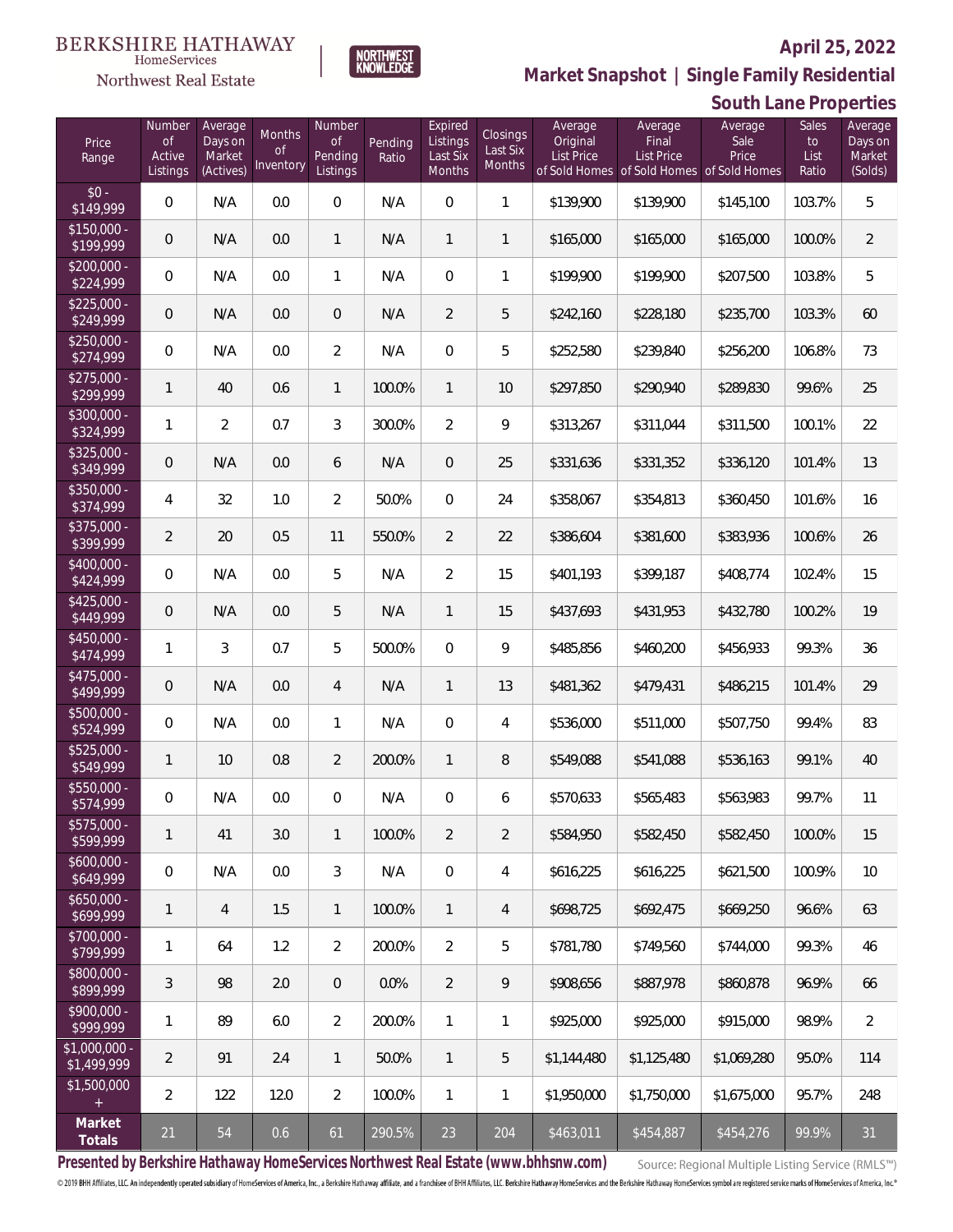BERKSHIRE HATHAWAY HomeServices Northwest Real Estate

NORTHWEST KNOWLEDGE

**April 25, 2022**

## Market Snapshot | Single Family Residential

### South Lane Properties

| Price Range | Number of Active Listings | Average Days on Market (Actives) | Months of Inventory | Number of Pending Listings | Pending Ratio | Expired Listings Last Six Months | Closings Last Six Months | Average Original List Price of Sold Homes | Average Final List Price of Sold Homes | Average Sale Price of Sold Homes | Sales to List Ratio | Average Days on Market (Solds) |
|---|---|---|---|---|---|---|---|---|---|---|---|---|
| $0 - $149,999 | 0 | N/A | 0.0 | 0 | N/A | 0 | 1 | $139,900 | $139,900 | $145,100 | 103.7% | 5 |
| $150,000 - $199,999 | 0 | N/A | 0.0 | 1 | N/A | 1 | 1 | $165,000 | $165,000 | $165,000 | 100.0% | 2 |
| $200,000 - $224,999 | 0 | N/A | 0.0 | 1 | N/A | 0 | 1 | $199,900 | $199,900 | $207,500 | 103.8% | 5 |
| $225,000 - $249,999 | 0 | N/A | 0.0 | 0 | N/A | 2 | 5 | $242,160 | $228,180 | $235,700 | 103.3% | 60 |
| $250,000 - $274,999 | 0 | N/A | 0.0 | 2 | N/A | 0 | 5 | $252,580 | $239,840 | $256,200 | 106.8% | 73 |
| $275,000 - $299,999 | 1 | 40 | 0.6 | 1 | 100.0% | 1 | 10 | $297,850 | $290,940 | $289,830 | 99.6% | 25 |
| $300,000 - $324,999 | 1 | 2 | 0.7 | 3 | 300.0% | 2 | 9 | $313,267 | $311,044 | $311,500 | 100.1% | 22 |
| $325,000 - $349,999 | 0 | N/A | 0.0 | 6 | N/A | 0 | 25 | $331,636 | $331,352 | $336,120 | 101.4% | 13 |
| $350,000 - $374,999 | 4 | 32 | 1.0 | 2 | 50.0% | 0 | 24 | $358,067 | $354,813 | $360,450 | 101.6% | 16 |
| $375,000 - $399,999 | 2 | 20 | 0.5 | 11 | 550.0% | 2 | 22 | $386,604 | $381,600 | $383,936 | 100.6% | 26 |
| $400,000 - $424,999 | 0 | N/A | 0.0 | 5 | N/A | 2 | 15 | $401,193 | $399,187 | $408,774 | 102.4% | 15 |
| $425,000 - $449,999 | 0 | N/A | 0.0 | 5 | N/A | 1 | 15 | $437,693 | $431,953 | $432,780 | 100.2% | 19 |
| $450,000 - $474,999 | 1 | 3 | 0.7 | 5 | 500.0% | 0 | 9 | $485,856 | $460,200 | $456,933 | 99.3% | 36 |
| $475,000 - $499,999 | 0 | N/A | 0.0 | 4 | N/A | 1 | 13 | $481,362 | $479,431 | $486,215 | 101.4% | 29 |
| $500,000 - $524,999 | 0 | N/A | 0.0 | 1 | N/A | 0 | 4 | $536,000 | $511,000 | $507,750 | 99.4% | 83 |
| $525,000 - $549,999 | 1 | 10 | 0.8 | 2 | 200.0% | 1 | 8 | $549,088 | $541,088 | $536,163 | 99.1% | 40 |
| $550,000 - $574,999 | 0 | N/A | 0.0 | 0 | N/A | 0 | 6 | $570,633 | $565,483 | $563,983 | 99.7% | 11 |
| $575,000 - $599,999 | 1 | 41 | 3.0 | 1 | 100.0% | 2 | 2 | $584,950 | $582,450 | $582,450 | 100.0% | 15 |
| $600,000 - $649,999 | 0 | N/A | 0.0 | 3 | N/A | 0 | 4 | $616,225 | $616,225 | $621,500 | 100.9% | 10 |
| $650,000 - $699,999 | 1 | 4 | 1.5 | 1 | 100.0% | 1 | 4 | $698,725 | $692,475 | $669,250 | 96.6% | 63 |
| $700,000 - $799,999 | 1 | 64 | 1.2 | 2 | 200.0% | 2 | 5 | $781,780 | $749,560 | $744,000 | 99.3% | 46 |
| $800,000 - $899,999 | 3 | 98 | 2.0 | 0 | 0.0% | 2 | 9 | $908,656 | $887,978 | $860,878 | 96.9% | 66 |
| $900,000 - $999,999 | 1 | 89 | 6.0 | 2 | 200.0% | 1 | 1 | $925,000 | $925,000 | $915,000 | 98.9% | 2 |
| $1,000,000 - $1,499,999 | 2 | 91 | 2.4 | 1 | 50.0% | 1 | 5 | $1,144,480 | $1,125,480 | $1,069,280 | 95.0% | 114 |
| $1,500,000 + | 2 | 122 | 12.0 | 2 | 100.0% | 1 | 1 | $1,950,000 | $1,750,000 | $1,675,000 | 95.7% | 248 |
| **Market Totals** | 21 | 54 | 0.6 | 61 | 290.5% | 23 | 204 | $463,011 | $454,887 | $454,276 | 99.9% | 31 |

**Presented by Berkshire Hathaway HomeServices Northwest Real Estate (www.bhhsnw.com)** Source: Regional Multiple Listing Service (RMLS™)

© 2019 BHH Affiliates, LLC. An independently operated subsidiary of HomeServices of America, Inc., a Berkshire Hathaway affiliate, and a franchisee of BHH Affiliates, LLC. Berkshire Hathaway HomeServices and the Berkshire Hathaway HomeServices symbol are registered service marks of HomeServices of America, Inc.®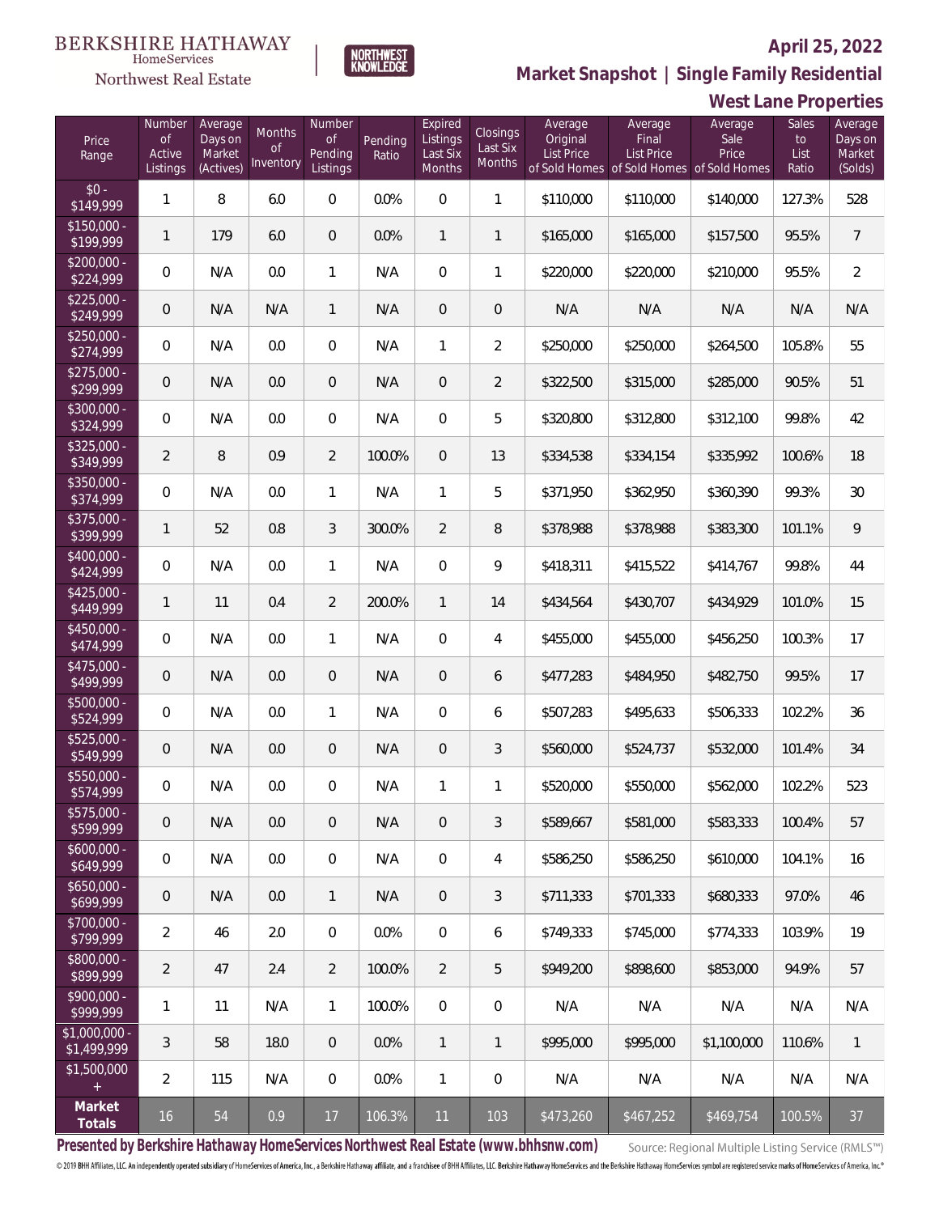BERKSHIRE HATHAWAY HomeServices Northwest Real Estate

NORTHWEST KNOWLEDGE

**April 25, 2022**

**Market Snapshot | Single Family Residential**

**West Lane Properties**

| Price Range | Number of Active Listings | Average Days on Market (Actives) | Months of Inventory | Number of Pending Listings | Pending Ratio | Expired Listings Last Six Months | Closings Last Six Months | Average Original List Price of Sold Homes | Average Final List Price of Sold Homes | Average Sale Price of Sold Homes | Sales to List Ratio | Average Days on Market (Solds) |
|---|---|---|---|---|---|---|---|---|---|---|---|---|
| $0 - $149,999 | 1 | 8 | 6.0 | 0 | 0.0% | 0 | 1 | $110,000 | $110,000 | $140,000 | 127.3% | 528 |
| $150,000 - $199,999 | 1 | 179 | 6.0 | 0 | 0.0% | 1 | 1 | $165,000 | $165,000 | $157,500 | 95.5% | 7 |
| $200,000 - $224,999 | 0 | N/A | 0.0 | 1 | N/A | 0 | 1 | $220,000 | $220,000 | $210,000 | 95.5% | 2 |
| $225,000 - $249,999 | 0 | N/A | N/A | 1 | N/A | 0 | 0 | N/A | N/A | N/A | N/A | N/A |
| $250,000 - $274,999 | 0 | N/A | 0.0 | 0 | N/A | 1 | 2 | $250,000 | $250,000 | $264,500 | 105.8% | 55 |
| $275,000 - $299,999 | 0 | N/A | 0.0 | 0 | N/A | 0 | 2 | $322,500 | $315,000 | $285,000 | 90.5% | 51 |
| $300,000 - $324,999 | 0 | N/A | 0.0 | 0 | N/A | 0 | 5 | $320,800 | $312,800 | $312,100 | 99.8% | 42 |
| $325,000 - $349,999 | 2 | 8 | 0.9 | 2 | 100.0% | 0 | 13 | $334,538 | $334,154 | $335,992 | 100.6% | 18 |
| $350,000 - $374,999 | 0 | N/A | 0.0 | 1 | N/A | 1 | 5 | $371,950 | $362,950 | $360,390 | 99.3% | 30 |
| $375,000 - $399,999 | 1 | 52 | 0.8 | 3 | 300.0% | 2 | 8 | $378,988 | $378,988 | $383,300 | 101.1% | 9 |
| $400,000 - $424,999 | 0 | N/A | 0.0 | 1 | N/A | 0 | 9 | $418,311 | $415,522 | $414,767 | 99.8% | 44 |
| $425,000 - $449,999 | 1 | 11 | 0.4 | 2 | 200.0% | 1 | 14 | $434,564 | $430,707 | $434,929 | 101.0% | 15 |
| $450,000 - $474,999 | 0 | N/A | 0.0 | 1 | N/A | 0 | 4 | $455,000 | $455,000 | $456,250 | 100.3% | 17 |
| $475,000 - $499,999 | 0 | N/A | 0.0 | 0 | N/A | 0 | 6 | $477,283 | $484,950 | $482,750 | 99.5% | 17 |
| $500,000 - $524,999 | 0 | N/A | 0.0 | 1 | N/A | 0 | 6 | $507,283 | $495,633 | $506,333 | 102.2% | 36 |
| $525,000 - $549,999 | 0 | N/A | 0.0 | 0 | N/A | 0 | 3 | $560,000 | $524,737 | $532,000 | 101.4% | 34 |
| $550,000 - $574,999 | 0 | N/A | 0.0 | 0 | N/A | 1 | 1 | $520,000 | $550,000 | $562,000 | 102.2% | 523 |
| $575,000 - $599,999 | 0 | N/A | 0.0 | 0 | N/A | 0 | 3 | $589,667 | $581,000 | $583,333 | 100.4% | 57 |
| $600,000 - $649,999 | 0 | N/A | 0.0 | 0 | N/A | 0 | 4 | $586,250 | $586,250 | $610,000 | 104.1% | 16 |
| $650,000 - $699,999 | 0 | N/A | 0.0 | 1 | N/A | 0 | 3 | $711,333 | $701,333 | $680,333 | 97.0% | 46 |
| $700,000 - $799,999 | 2 | 46 | 2.0 | 0 | 0.0% | 0 | 6 | $749,333 | $745,000 | $774,333 | 103.9% | 19 |
| $800,000 - $899,999 | 2 | 47 | 2.4 | 2 | 100.0% | 2 | 5 | $949,200 | $898,600 | $853,000 | 94.9% | 57 |
| $900,000 - $999,999 | 1 | 11 | N/A | 1 | 100.0% | 0 | 0 | N/A | N/A | N/A | N/A | N/A |
| $1,000,000 - $1,499,999 | 3 | 58 | 18.0 | 0 | 0.0% | 1 | 1 | $995,000 | $995,000 | $1,100,000 | 110.6% | 1 |
| $1,500,000 + | 2 | 115 | N/A | 0 | 0.0% | 1 | 0 | N/A | N/A | N/A | N/A | N/A |
| **Market Totals** | 16 | 54 | 0.9 | 17 | 106.3% | 11 | 103 | $473,260 | $467,252 | $469,754 | 100.5% | 37 |

**Presented by Berkshire Hathaway HomeServices Northwest Real Estate (www.bhhsnw.com)**

Source: Regional Multiple Listing Service (RMLS™)

© 2019 BHH Affiliates, LLC. An independently operated subsidiary of HomeServices of America, Inc., a Berkshire Hathaway affiliate, and a franchisee of BHH Affiliates, LLC. Berkshire Hathaway HomeServices and the Berkshire Hathaway HomeServices symbol are registered service marks of HomeServices of America, Inc.®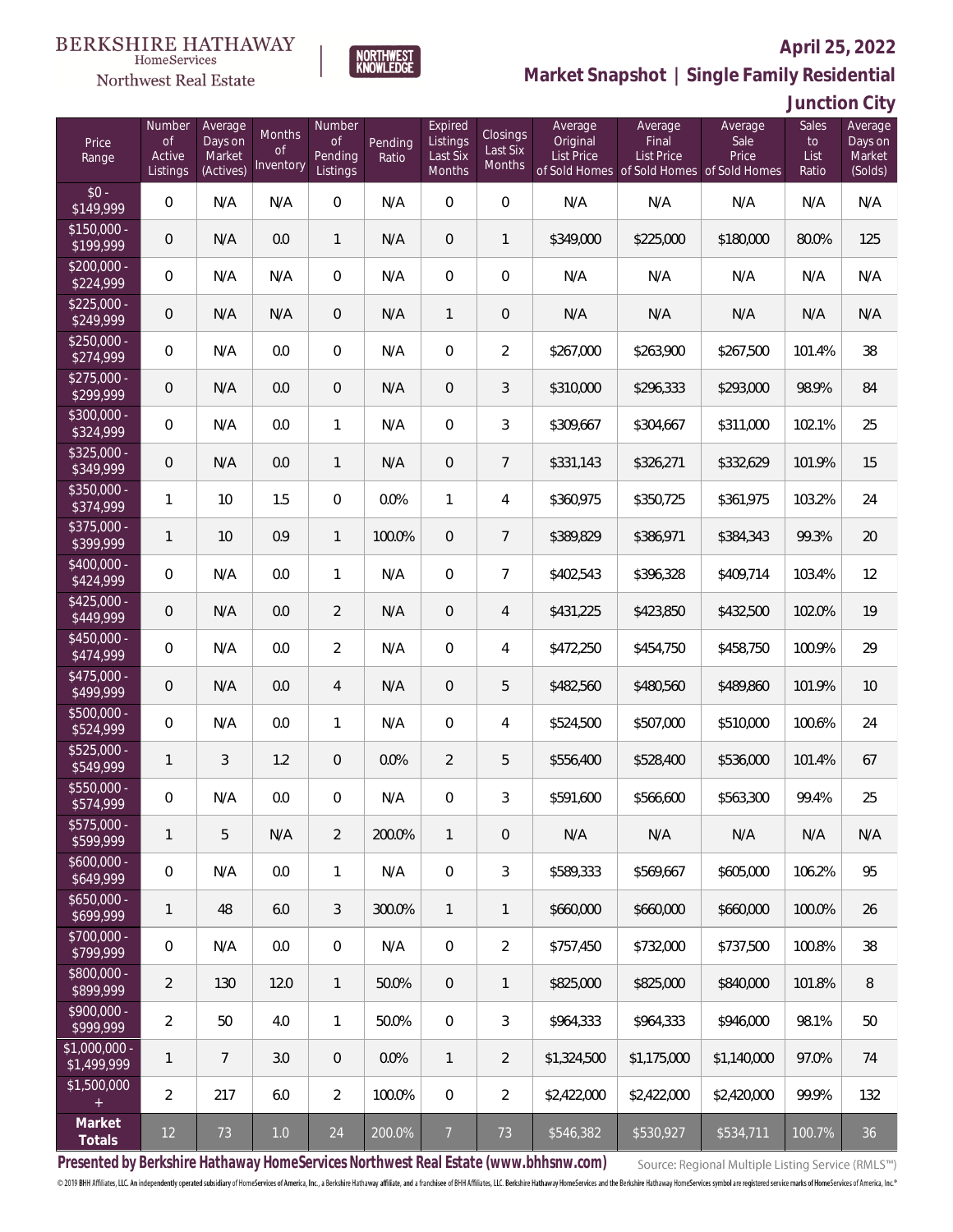BERKSHIRE HATHAWAY HomeServices Northwest Real Estate | NORTHWEST KNOWLEDGE

**April 25, 2022**

**Market Snapshot | Single Family Residential**

**Junction City**

| Price Range | Number of Active Listings | Average Days on Market (Actives) | Months of Inventory | Number of Pending Listings | Pending Ratio | Expired Listings Last Six Months | Closings Last Six Months | Average Original List Price of Sold Homes | Average Final List Price of Sold Homes | Average Sale Price of Sold Homes | Sales to List Ratio | Average Days on Market (Solds) |
|---|---|---|---|---|---|---|---|---|---|---|---|---|
| $0 - $149,999 | 0 | N/A | N/A | 0 | N/A | 0 | 0 | N/A | N/A | N/A | N/A | N/A |
| $150,000 - $199,999 | 0 | N/A | 0.0 | 1 | N/A | 0 | 1 | $349,000 | $225,000 | $180,000 | 80.0% | 125 |
| $200,000 - $224,999 | 0 | N/A | N/A | 0 | N/A | 0 | 0 | N/A | N/A | N/A | N/A | N/A |
| $225,000 - $249,999 | 0 | N/A | N/A | 0 | N/A | 1 | 0 | N/A | N/A | N/A | N/A | N/A |
| $250,000 - $274,999 | 0 | N/A | 0.0 | 0 | N/A | 0 | 2 | $267,000 | $263,900 | $267,500 | 101.4% | 38 |
| $275,000 - $299,999 | 0 | N/A | 0.0 | 0 | N/A | 0 | 3 | $310,000 | $296,333 | $293,000 | 98.9% | 84 |
| $300,000 - $324,999 | 0 | N/A | 0.0 | 1 | N/A | 0 | 3 | $309,667 | $304,667 | $311,000 | 102.1% | 25 |
| $325,000 - $349,999 | 0 | N/A | 0.0 | 1 | N/A | 0 | 7 | $331,143 | $326,271 | $332,629 | 101.9% | 15 |
| $350,000 - $374,999 | 1 | 10 | 1.5 | 0 | 0.0% | 1 | 4 | $360,975 | $350,725 | $361,975 | 103.2% | 24 |
| $375,000 - $399,999 | 1 | 10 | 0.9 | 1 | 100.0% | 0 | 7 | $389,829 | $386,971 | $384,343 | 99.3% | 20 |
| $400,000 - $424,999 | 0 | N/A | 0.0 | 1 | N/A | 0 | 7 | $402,543 | $396,328 | $409,714 | 103.4% | 12 |
| $425,000 - $449,999 | 0 | N/A | 0.0 | 2 | N/A | 0 | 4 | $431,225 | $423,850 | $432,500 | 102.0% | 19 |
| $450,000 - $474,999 | 0 | N/A | 0.0 | 2 | N/A | 0 | 4 | $472,250 | $454,750 | $458,750 | 100.9% | 29 |
| $475,000 - $499,999 | 0 | N/A | 0.0 | 4 | N/A | 0 | 5 | $482,560 | $480,560 | $489,860 | 101.9% | 10 |
| $500,000 - $524,999 | 0 | N/A | 0.0 | 1 | N/A | 0 | 4 | $524,500 | $507,000 | $510,000 | 100.6% | 24 |
| $525,000 - $549,999 | 1 | 3 | 1.2 | 0 | 0.0% | 2 | 5 | $556,400 | $528,400 | $536,000 | 101.4% | 67 |
| $550,000 - $574,999 | 0 | N/A | 0.0 | 0 | N/A | 0 | 3 | $591,600 | $566,600 | $563,300 | 99.4% | 25 |
| $575,000 - $599,999 | 1 | 5 | N/A | 2 | 200.0% | 1 | 0 | N/A | N/A | N/A | N/A | N/A |
| $600,000 - $649,999 | 0 | N/A | 0.0 | 1 | N/A | 0 | 3 | $589,333 | $569,667 | $605,000 | 106.2% | 95 |
| $650,000 - $699,999 | 1 | 48 | 6.0 | 3 | 300.0% | 1 | 1 | $660,000 | $660,000 | $660,000 | 100.0% | 26 |
| $700,000 - $799,999 | 0 | N/A | 0.0 | 0 | N/A | 0 | 2 | $757,450 | $732,000 | $737,500 | 100.8% | 38 |
| $800,000 - $899,999 | 2 | 130 | 12.0 | 1 | 50.0% | 0 | 1 | $825,000 | $825,000 | $840,000 | 101.8% | 8 |
| $900,000 - $999,999 | 2 | 50 | 4.0 | 1 | 50.0% | 0 | 3 | $964,333 | $964,333 | $946,000 | 98.1% | 50 |
| $1,000,000 - $1,499,999 | 1 | 7 | 3.0 | 0 | 0.0% | 1 | 2 | $1,324,500 | $1,175,000 | $1,140,000 | 97.0% | 74 |
| $1,500,000 + | 2 | 217 | 6.0 | 2 | 100.0% | 0 | 2 | $2,422,000 | $2,422,000 | $2,420,000 | 99.9% | 132 |
| **Market Totals** | 12 | 73 | 1.0 | 24 | 200.0% | 7 | 73 | $546,382 | $530,927 | $534,711 | 100.7% | 36 |

**Presented by Berkshire Hathaway HomeServices Northwest Real Estate (www.bhhsnw.com)** Source: Regional Multiple Listing Service (RMLS™)

© 2019 BHH Affiliates, LLC. An independently operated subsidiary of HomeServices of America, Inc., a Berkshire Hathaway affiliate, and a franchisee of BHH Affiliates, LLC. Berkshire Hathaway HomeServices and the Berkshire Hathaway HomeServices symbol are registered service marks of HomeServices of America, Inc.®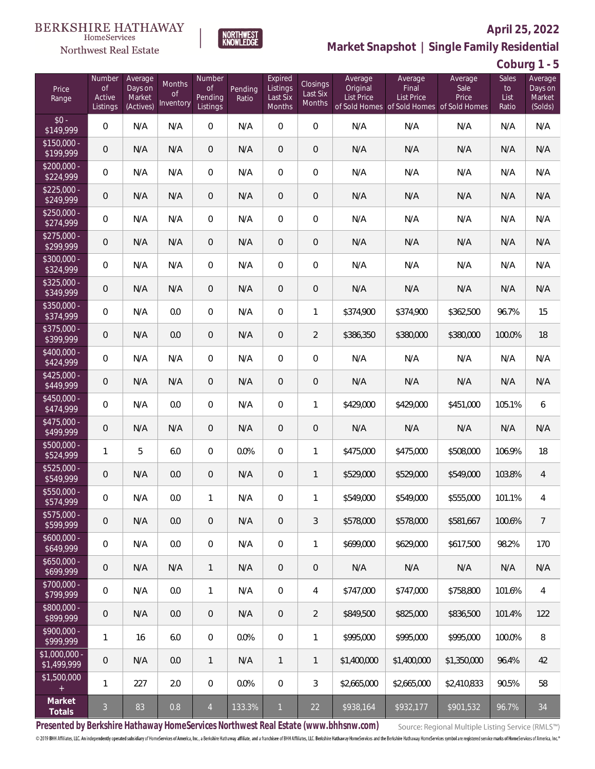BERKSHIRE HATHAWAY HomeServices Northwest Real Estate

NORTHWEST KNOWLEDGE

**April 25, 2022**

**Market Snapshot | Single Family Residential**

**Coburg 1 - 5**

| Price Range | Number of Active Listings | Average Days on Market (Actives) | Months of Inventory | Number of Pending Listings | Pending Ratio | Expired Listings Last Six Months | Closings Last Six Months | Average Original List Price of Sold Homes | Average Final List Price of Sold Homes | Average Sale Price of Sold Homes | Sales to List Ratio | Average Days on Market (Solds) |
|---|---|---|---|---|---|---|---|---|---|---|---|---|
| $0 - $149,999 | 0 | N/A | N/A | 0 | N/A | 0 | 0 | N/A | N/A | N/A | N/A | N/A |
| $150,000 - $199,999 | 0 | N/A | N/A | 0 | N/A | 0 | 0 | N/A | N/A | N/A | N/A | N/A |
| $200,000 - $224,999 | 0 | N/A | N/A | 0 | N/A | 0 | 0 | N/A | N/A | N/A | N/A | N/A |
| $225,000 - $249,999 | 0 | N/A | N/A | 0 | N/A | 0 | 0 | N/A | N/A | N/A | N/A | N/A |
| $250,000 - $274,999 | 0 | N/A | N/A | 0 | N/A | 0 | 0 | N/A | N/A | N/A | N/A | N/A |
| $275,000 - $299,999 | 0 | N/A | N/A | 0 | N/A | 0 | 0 | N/A | N/A | N/A | N/A | N/A |
| $300,000 - $324,999 | 0 | N/A | N/A | 0 | N/A | 0 | 0 | N/A | N/A | N/A | N/A | N/A |
| $325,000 - $349,999 | 0 | N/A | N/A | 0 | N/A | 0 | 0 | N/A | N/A | N/A | N/A | N/A |
| $350,000 - $374,999 | 0 | N/A | 0.0 | 0 | N/A | 0 | 1 | $374,900 | $374,900 | $362,500 | 96.7% | 15 |
| $375,000 - $399,999 | 0 | N/A | 0.0 | 0 | N/A | 0 | 2 | $386,350 | $380,000 | $380,000 | 100.0% | 18 |
| $400,000 - $424,999 | 0 | N/A | N/A | 0 | N/A | 0 | 0 | N/A | N/A | N/A | N/A | N/A |
| $425,000 - $449,999 | 0 | N/A | N/A | 0 | N/A | 0 | 0 | N/A | N/A | N/A | N/A | N/A |
| $450,000 - $474,999 | 0 | N/A | 0.0 | 0 | N/A | 0 | 1 | $429,000 | $429,000 | $451,000 | 105.1% | 6 |
| $475,000 - $499,999 | 0 | N/A | N/A | 0 | N/A | 0 | 0 | N/A | N/A | N/A | N/A | N/A |
| $500,000 - $524,999 | 1 | 5 | 6.0 | 0 | 0.0% | 0 | 1 | $475,000 | $475,000 | $508,000 | 106.9% | 18 |
| $525,000 - $549,999 | 0 | N/A | 0.0 | 0 | N/A | 0 | 1 | $529,000 | $529,000 | $549,000 | 103.8% | 4 |
| $550,000 - $574,999 | 0 | N/A | 0.0 | 1 | N/A | 0 | 1 | $549,000 | $549,000 | $555,000 | 101.1% | 4 |
| $575,000 - $599,999 | 0 | N/A | 0.0 | 0 | N/A | 0 | 3 | $578,000 | $578,000 | $581,667 | 100.6% | 7 |
| $600,000 - $649,999 | 0 | N/A | 0.0 | 0 | N/A | 0 | 1 | $699,000 | $629,000 | $617,500 | 98.2% | 170 |
| $650,000 - $699,999 | 0 | N/A | N/A | 1 | N/A | 0 | 0 | N/A | N/A | N/A | N/A | N/A |
| $700,000 - $799,999 | 0 | N/A | 0.0 | 1 | N/A | 0 | 4 | $747,000 | $747,000 | $758,800 | 101.6% | 4 |
| $800,000 - $899,999 | 0 | N/A | 0.0 | 0 | N/A | 0 | 2 | $849,500 | $825,000 | $836,500 | 101.4% | 122 |
| $900,000 - $999,999 | 1 | 16 | 6.0 | 0 | 0.0% | 0 | 1 | $995,000 | $995,000 | $995,000 | 100.0% | 8 |
| $1,000,000 - $1,499,999 | 0 | N/A | 0.0 | 1 | N/A | 1 | 1 | $1,400,000 | $1,400,000 | $1,350,000 | 96.4% | 42 |
| $1,500,000 + | 1 | 227 | 2.0 | 0 | 0.0% | 0 | 3 | $2,665,000 | $2,665,000 | $2,410,833 | 90.5% | 58 |
| **Market Totals** | 3 | 83 | 0.8 | 4 | 133.3% | 1 | 22 | $938,164 | $932,177 | $901,532 | 96.7% | 34 |

**Presented by Berkshire Hathaway HomeServices Northwest Real Estate (www.bhhsnw.com)**

Source: Regional Multiple Listing Service (RMLS™)

© 2019 BHH Affiliates, LLC. An independently operated subsidiary of HomeServices of America, Inc., a Berkshire Hathaway affiliate, and a franchisee of BHH Affiliates, LLC. Berkshire Hathaway HomeServices and the Berkshire Hathaway HomeServices symbol are registered service marks of HomeServices of America, Inc.®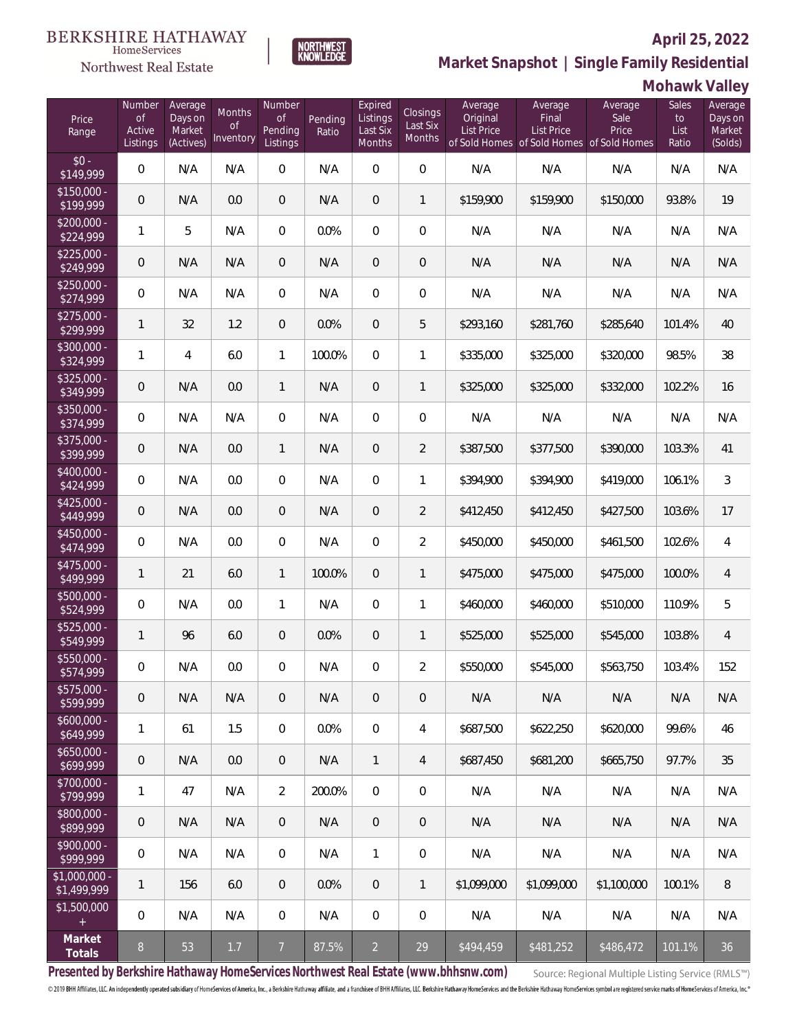BERKSHIRE HATHAWAY HomeServices Northwest Real Estate

NORTHWEST KNOWLEDGE

**April 25, 2022**

**Market Snapshot | Single Family Residential**

**Mohawk Valley**

| Price Range | Number of Active Listings | Average Days on Market (Actives) | Months of Inventory | Number of Pending Listings | Pending Ratio | Expired Listings Last Six Months | Closings Last Six Months | Average Original List Price of Sold Homes | Average Final List Price of Sold Homes | Average Sale Price of Sold Homes | Sales to List Ratio | Average Days on Market (Solds) |
|---|---|---|---|---|---|---|---|---|---|---|---|---|
| $0 - $149,999 | 0 | N/A | N/A | 0 | N/A | 0 | 0 | N/A | N/A | N/A | N/A | N/A |
| $150,000 - $199,999 | 0 | N/A | 0.0 | 0 | N/A | 0 | 1 | $159,900 | $159,900 | $150,000 | 93.8% | 19 |
| $200,000 - $224,999 | 1 | 5 | N/A | 0 | 0.0% | 0 | 0 | N/A | N/A | N/A | N/A | N/A |
| $225,000 - $249,999 | 0 | N/A | N/A | 0 | N/A | 0 | 0 | N/A | N/A | N/A | N/A | N/A |
| $250,000 - $274,999 | 0 | N/A | N/A | 0 | N/A | 0 | 0 | N/A | N/A | N/A | N/A | N/A |
| $275,000 - $299,999 | 1 | 32 | 1.2 | 0 | 0.0% | 0 | 5 | $293,160 | $281,760 | $285,640 | 101.4% | 40 |
| $300,000 - $324,999 | 1 | 4 | 6.0 | 1 | 100.0% | 0 | 1 | $335,000 | $325,000 | $320,000 | 98.5% | 38 |
| $325,000 - $349,999 | 0 | N/A | 0.0 | 1 | N/A | 0 | 1 | $325,000 | $325,000 | $332,000 | 102.2% | 16 |
| $350,000 - $374,999 | 0 | N/A | N/A | 0 | N/A | 0 | 0 | N/A | N/A | N/A | N/A | N/A |
| $375,000 - $399,999 | 0 | N/A | 0.0 | 1 | N/A | 0 | 2 | $387,500 | $377,500 | $390,000 | 103.3% | 41 |
| $400,000 - $424,999 | 0 | N/A | 0.0 | 0 | N/A | 0 | 1 | $394,900 | $394,900 | $419,000 | 106.1% | 3 |
| $425,000 - $449,999 | 0 | N/A | 0.0 | 0 | N/A | 0 | 2 | $412,450 | $412,450 | $427,500 | 103.6% | 17 |
| $450,000 - $474,999 | 0 | N/A | 0.0 | 0 | N/A | 0 | 2 | $450,000 | $450,000 | $461,500 | 102.6% | 4 |
| $475,000 - $499,999 | 1 | 21 | 6.0 | 1 | 100.0% | 0 | 1 | $475,000 | $475,000 | $475,000 | 100.0% | 4 |
| $500,000 - $524,999 | 0 | N/A | 0.0 | 1 | N/A | 0 | 1 | $460,000 | $460,000 | $510,000 | 110.9% | 5 |
| $525,000 - $549,999 | 1 | 96 | 6.0 | 0 | 0.0% | 0 | 1 | $525,000 | $525,000 | $545,000 | 103.8% | 4 |
| $550,000 - $574,999 | 0 | N/A | 0.0 | 0 | N/A | 0 | 2 | $550,000 | $545,000 | $563,750 | 103.4% | 152 |
| $575,000 - $599,999 | 0 | N/A | N/A | 0 | N/A | 0 | 0 | N/A | N/A | N/A | N/A | N/A |
| $600,000 - $649,999 | 1 | 61 | 1.5 | 0 | 0.0% | 0 | 4 | $687,500 | $622,250 | $620,000 | 99.6% | 46 |
| $650,000 - $699,999 | 0 | N/A | 0.0 | 0 | N/A | 1 | 4 | $687,450 | $681,200 | $665,750 | 97.7% | 35 |
| $700,000 - $799,999 | 1 | 47 | N/A | 2 | 200.0% | 0 | 0 | N/A | N/A | N/A | N/A | N/A |
| $800,000 - $899,999 | 0 | N/A | N/A | 0 | N/A | 0 | 0 | N/A | N/A | N/A | N/A | N/A |
| $900,000 - $999,999 | 0 | N/A | N/A | 0 | N/A | 1 | 0 | N/A | N/A | N/A | N/A | N/A |
| $1,000,000 - $1,499,999 | 1 | 156 | 6.0 | 0 | 0.0% | 0 | 1 | $1,099,000 | $1,099,000 | $1,100,000 | 100.1% | 8 |
| $1,500,000 + | 0 | N/A | N/A | 0 | N/A | 0 | 0 | N/A | N/A | N/A | N/A | N/A |
| **Market Totals** | 8 | 53 | 1.7 | 7 | 87.5% | 2 | 29 | $494,459 | $481,252 | $486,472 | 101.1% | 36 |

**Presented by Berkshire Hathaway HomeServices Northwest Real Estate (www.bhhsnw.com)**

Source: Regional Multiple Listing Service (RMLS™)

© 2019 BHH Affiliates, LLC. An independently operated subsidiary of HomeServices of America, Inc., a Berkshire Hathaway affiliate, and a franchisee of BHH Affiliates, LLC. Berkshire Hathaway HomeServices and the Berkshire Hathaway HomeServices symbol are registered service marks of HomeServices of America, Inc.®